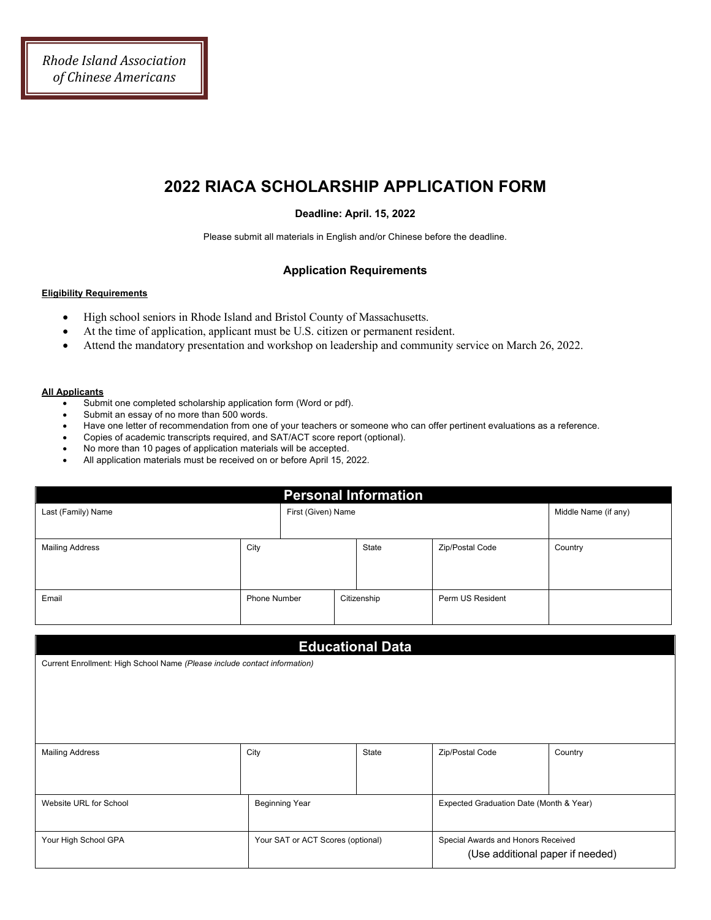Rhode Island Association
of Chinese Americans

# 2022 RIACA SCHOLARSHIP APPLICATION FORM

**Deadline: April. 15, 2022**

Please submit all materials in English and/or Chinese before the deadline.

## Application Requirements

**Eligibility Requirements**

- High school seniors in Rhode Island and Bristol County of Massachusetts.
- At the time of application, applicant must be U.S. citizen or permanent resident.
- Attend the mandatory presentation and workshop on leadership and community service on March 26, 2022.

**All Applicants**

- Submit one completed scholarship application form (Word or pdf).
- Submit an essay of no more than 500 words.
- Have one letter of recommendation from one of your teachers or someone who can offer pertinent evaluations as a reference.
- Copies of academic transcripts required, and SAT/ACT score report (optional).
- No more than 10 pages of application materials will be accepted.
- All application materials must be received on or before April 15, 2022.

| Personal Information | | | | |
|---|---|---|---|---|
| Last (Family) Name | First (Given) Name | | | Middle Name (if any) |
| Mailing Address | City | State | Zip/Postal Code | Country |
| Email | Phone Number | Citizenship | Perm US Resident | |

| Educational Data | | | | |
|---|---|---|---|---|
| Current Enrollment: High School Name *(Please include contact information)* | | | | |
| Mailing Address | City | State | Zip/Postal Code | Country |
| Website URL for School | Beginning Year | | Expected Graduation Date (Month & Year) | |
| Your High School GPA | Your SAT or ACT Scores (optional) | | Special Awards and Honors Received (Use additional paper if needed) | |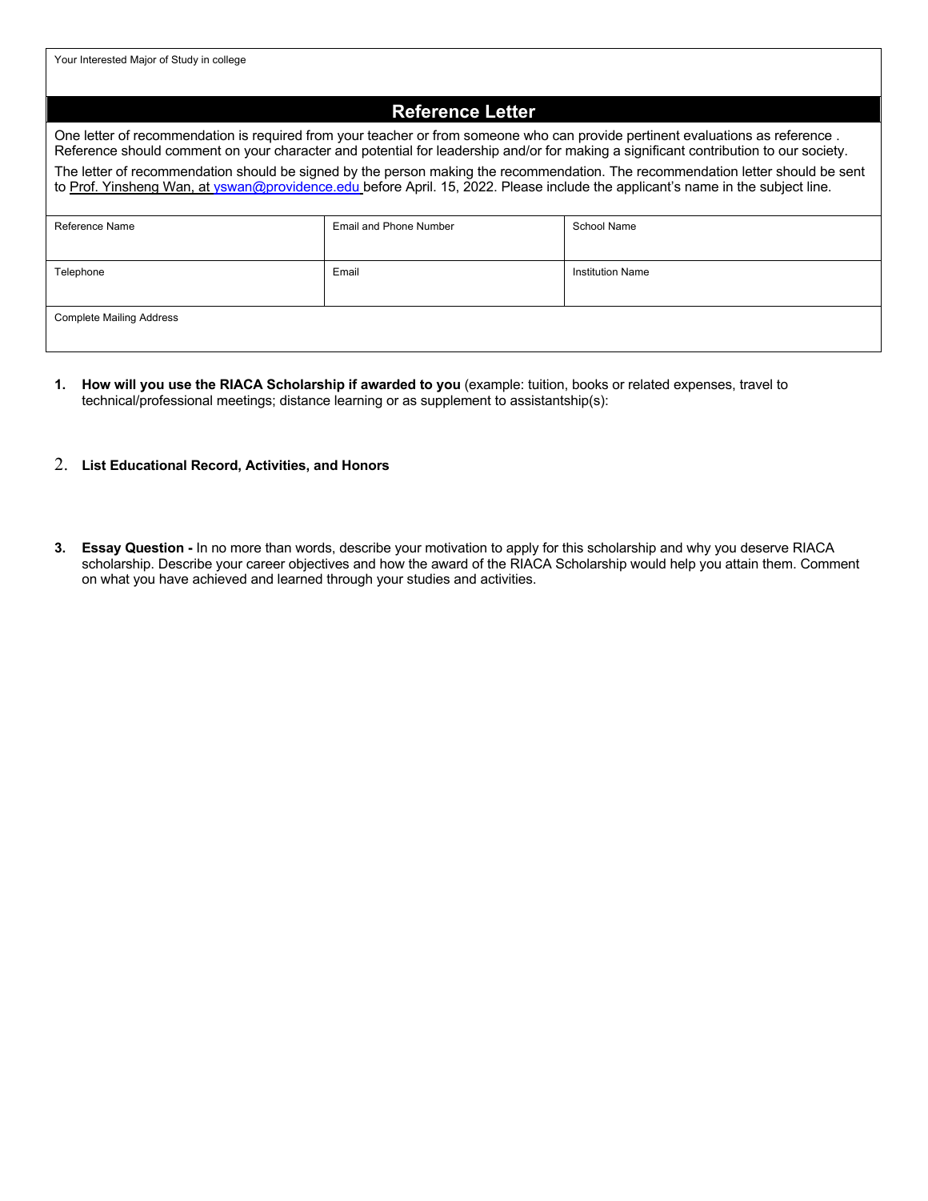| Your Interested Major of Study in college |
| --- |
| |

## Reference Letter

One letter of recommendation is required from your teacher or from someone who can provide pertinent evaluations as reference . Reference should comment on your character and potential for leadership and/or for making a significant contribution to our society.

The letter of recommendation should be signed by the person making the recommendation. The recommendation letter should be sent to Prof. Yinsheng Wan, at yswan@providence.edu before April. 15, 2022. Please include the applicant's name in the subject line.

| Reference Name | Email and Phone Number | School Name |
| --- | --- | --- |
| Telephone | Email | Institution Name |
| Complete Mailing Address | | |

1. **How will you use the RIACA Scholarship if awarded to you** (example: tuition, books or related expenses, travel to technical/professional meetings; distance learning or as supplement to assistantship(s):

2. **List Educational Record, Activities, and Honors**

3. **Essay Question -** In no more than words, describe your motivation to apply for this scholarship and why you deserve RIACA scholarship. Describe your career objectives and how the award of the RIACA Scholarship would help you attain them. Comment on what you have achieved and learned through your studies and activities.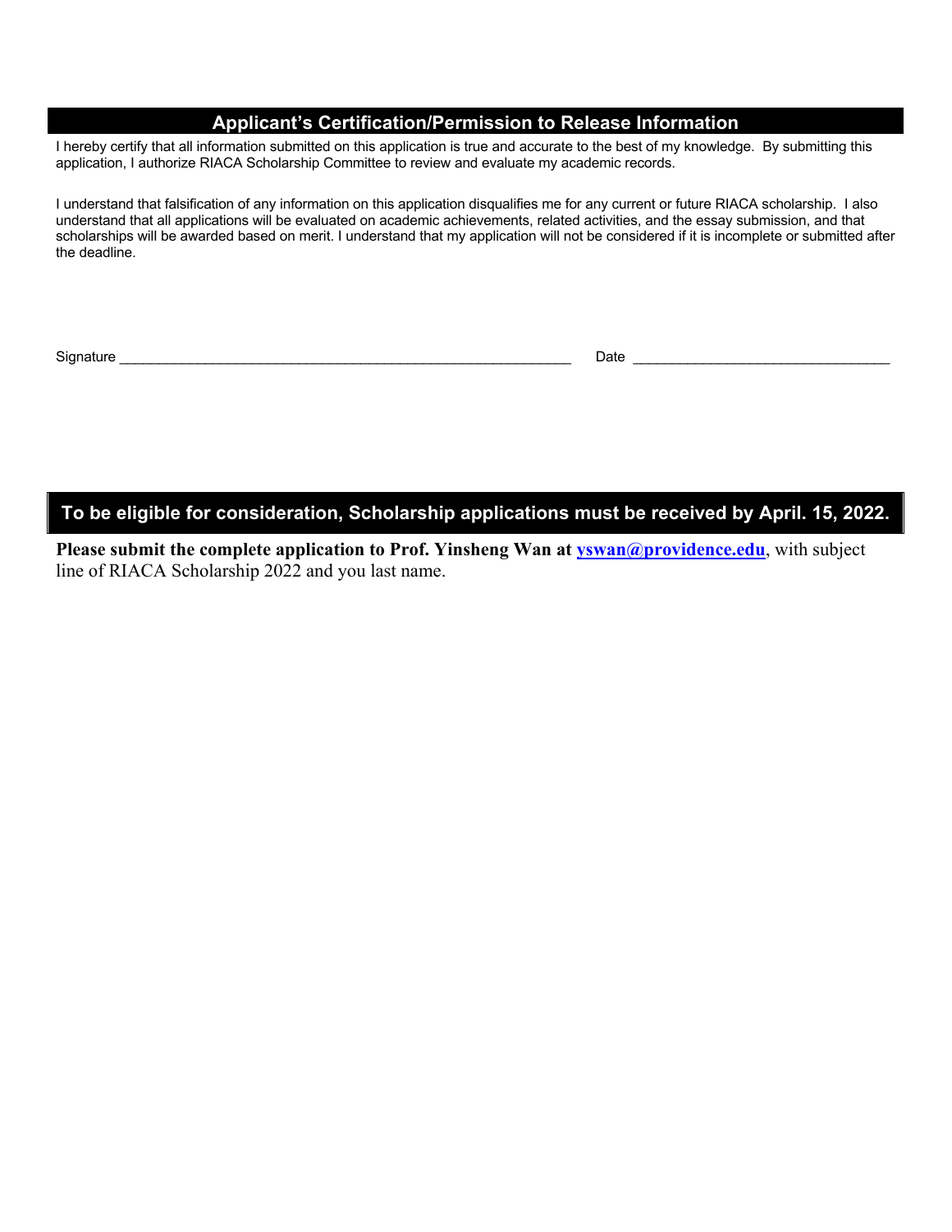## Applicant's Certification/Permission to Release Information

I hereby certify that all information submitted on this application is true and accurate to the best of my knowledge. By submitting this application, I authorize RIACA Scholarship Committee to review and evaluate my academic records.

I understand that falsification of any information on this application disqualifies me for any current or future RIACA scholarship. I also understand that all applications will be evaluated on academic achievements, related activities, and the essay submission, and that scholarships will be awarded based on merit. I understand that my application will not be considered if it is incomplete or submitted after the deadline.

Signature ____________________________________________________________ Date __________________________________

## To be eligible for consideration, Scholarship applications must be received by April. 15, 2022.

**Please submit the complete application to Prof. Yinsheng Wan at [yswan@providence.edu](mailto:yswan@providence.edu)**, with subject line of RIACA Scholarship 2022 and you last name.